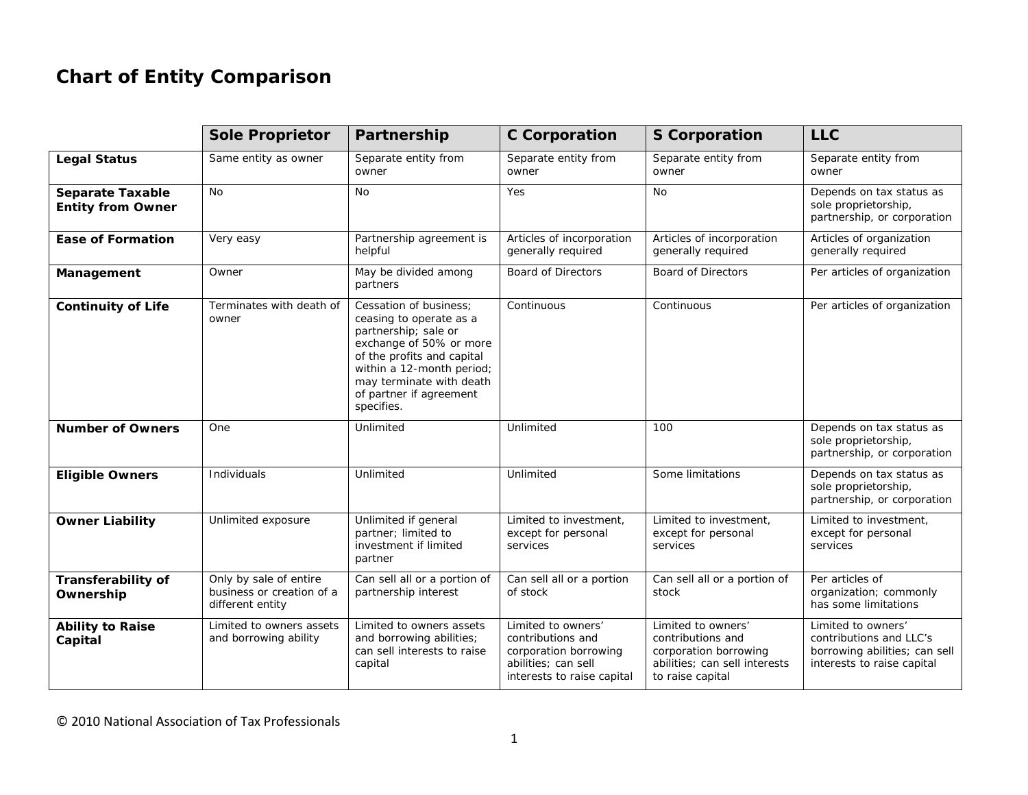# Chart of Entity Comparison

| | Sole Proprietor | Partnership | C Corporation | S Corporation | LLC |
|---|---|---|---|---|---|
| **Legal Status** | Same entity as owner | Separate entity from owner | Separate entity from owner | Separate entity from owner | Separate entity from owner |
| **Separate Taxable Entity from Owner** | No | No | Yes | No | Depends on tax status as sole proprietorship, partnership, or corporation |
| **Ease of Formation** | Very easy | Partnership agreement is helpful | Articles of incorporation generally required | Articles of incorporation generally required | Articles of organization generally required |
| **Management** | Owner | May be divided among partners | Board of Directors | Board of Directors | Per articles of organization |
| **Continuity of Life** | Terminates with death of owner | Cessation of business; ceasing to operate as a partnership; sale or exchange of 50% or more of the profits and capital within a 12-month period; may terminate with death of partner if agreement specifies. | Continuous | Continuous | Per articles of organization |
| **Number of Owners** | One | Unlimited | Unlimited | 100 | Depends on tax status as sole proprietorship, partnership, or corporation |
| **Eligible Owners** | Individuals | Unlimited | Unlimited | Some limitations | Depends on tax status as sole proprietorship, partnership, or corporation |
| **Owner Liability** | Unlimited exposure | Unlimited if general partner; limited to investment if limited partner | Limited to investment, except for personal services | Limited to investment, except for personal services | Limited to investment, except for personal services |
| **Transferability of Ownership** | Only by sale of entire business or creation of a different entity | Can sell all or a portion of partnership interest | Can sell all or a portion of stock | Can sell all or a portion of stock | Per articles of organization; commonly has some limitations |
| **Ability to Raise Capital** | Limited to owners assets and borrowing ability | Limited to owners assets and borrowing abilities; can sell interests to raise capital | Limited to owners' contributions and corporation borrowing abilities; can sell interests to raise capital | Limited to owners' contributions and corporation borrowing abilities; can sell interests to raise capital | Limited to owners' contributions and LLC's borrowing abilities; can sell interests to raise capital |

© 2010 National Association of Tax Professionals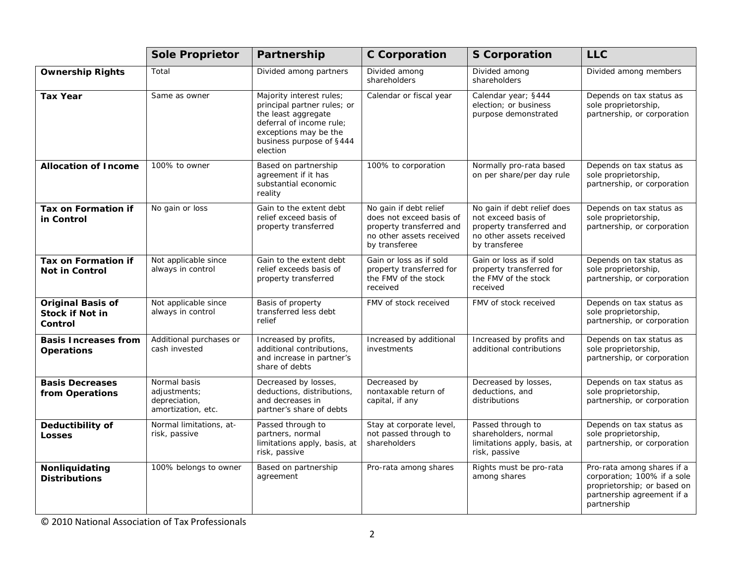| | **Sole Proprietor** | **Partnership** | **C Corporation** | **S Corporation** | **LLC** |
|---|---|---|---|---|---|
| **Ownership Rights** | Total | Divided among partners | Divided among shareholders | Divided among shareholders | Divided among members |
| **Tax Year** | Same as owner | Majority interest rules; principal partner rules; or the least aggregate deferral of income rule; exceptions may be the business purpose of §444 election | Calendar or fiscal year | Calendar year; §444 election; or business purpose demonstrated | Depends on tax status as sole proprietorship, partnership, or corporation |
| **Allocation of Income** | 100% to owner | Based on partnership agreement if it has substantial economic reality | 100% to corporation | Normally pro-rata based on per share/per day rule | Depends on tax status as sole proprietorship, partnership, or corporation |
| **Tax on Formation if in Control** | No gain or loss | Gain to the extent debt relief exceed basis of property transferred | No gain if debt relief does not exceed basis of property transferred and no other assets received by transferee | No gain if debt relief does not exceed basis of property transferred and no other assets received by transferee | Depends on tax status as sole proprietorship, partnership, or corporation |
| **Tax on Formation if Not in Control** | Not applicable since always in control | Gain to the extent debt relief exceeds basis of property transferred | Gain or loss as if sold property transferred for the FMV of the stock received | Gain or loss as if sold property transferred for the FMV of the stock received | Depends on tax status as sole proprietorship, partnership, or corporation |
| **Original Basis of Stock if Not in Control** | Not applicable since always in control | Basis of property transferred less debt relief | FMV of stock received | FMV of stock received | Depends on tax status as sole proprietorship, partnership, or corporation |
| **Basis Increases from Operations** | Additional purchases or cash invested | Increased by profits, additional contributions, and increase in partner's share of debts | Increased by additional investments | Increased by profits and additional contributions | Depends on tax status as sole proprietorship, partnership, or corporation |
| **Basis Decreases from Operations** | Normal basis adjustments; depreciation, amortization, etc. | Decreased by losses, deductions, distributions, and decreases in partner's share of debts | Decreased by nontaxable return of capital, if any | Decreased by losses, deductions, and distributions | Depends on tax status as sole proprietorship, partnership, or corporation |
| **Deductibility of Losses** | Normal limitations, at-risk, passive | Passed through to partners, normal limitations apply, basis, at risk, passive | Stay at corporate level, not passed through to shareholders | Passed through to shareholders, normal limitations apply, basis, at risk, passive | Depends on tax status as sole proprietorship, partnership, or corporation |
| **Nonliquidating Distributions** | 100% belongs to owner | Based on partnership agreement | Pro-rata among shares | Rights must be pro-rata among shares | Pro-rata among shares if a corporation; 100% if a sole proprietorship; or based on partnership agreement if a partnership |

© 2010 National Association of Tax Professionals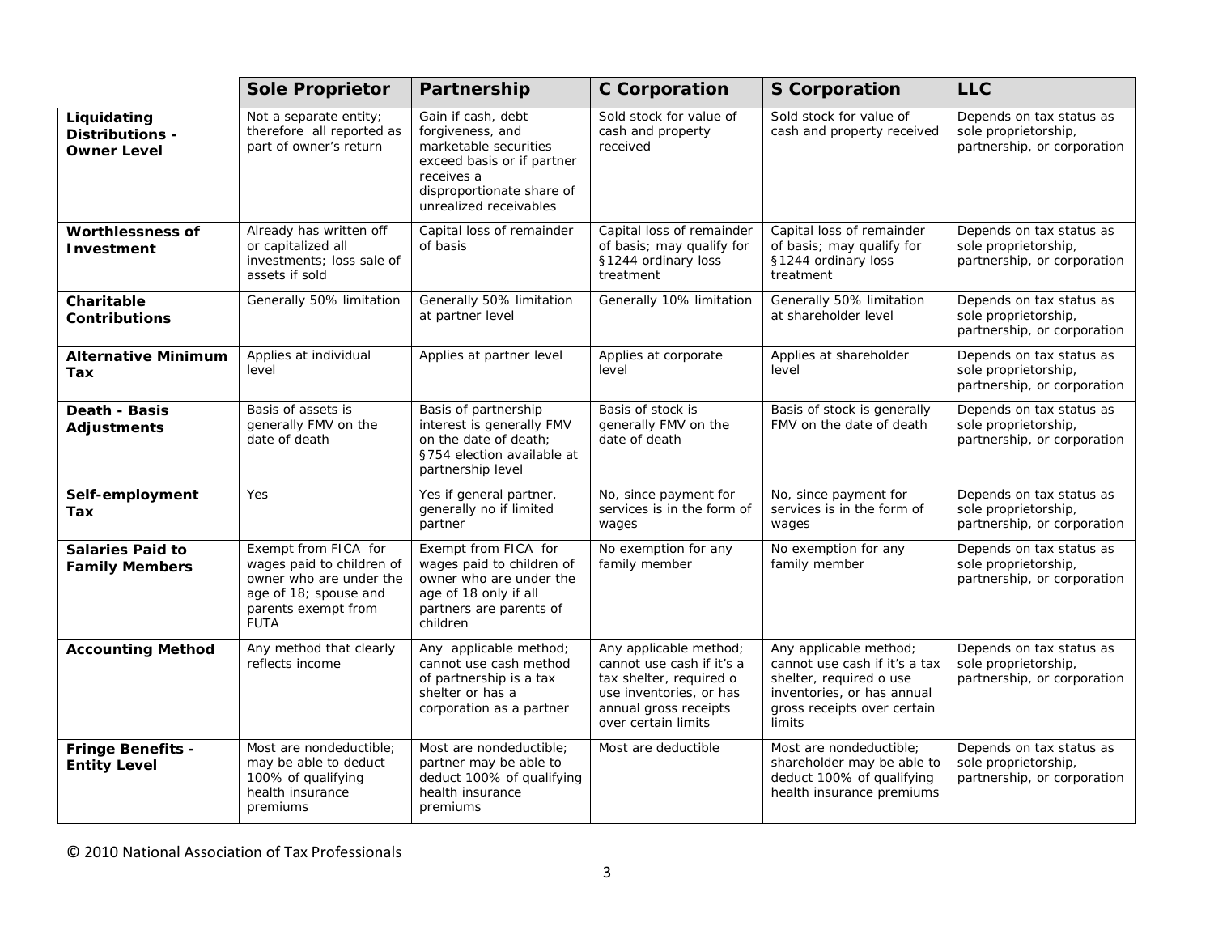| | Sole Proprietor | Partnership | C Corporation | S Corporation | LLC |
|---|---|---|---|---|---|
| **Liquidating Distributions - Owner Level** | Not a separate entity; therefore all reported as part of owner's return | Gain if cash, debt forgiveness, and marketable securities exceed basis or if partner receives a disproportionate share of unrealized receivables | Sold stock for value of cash and property received | Sold stock for value of cash and property received | Depends on tax status as sole proprietorship, partnership, or corporation |
| **Worthlessness of Investment** | Already has written off or capitalized all investments; loss sale of assets if sold | Capital loss of remainder of basis | Capital loss of remainder of basis; may qualify for §1244 ordinary loss treatment | Capital loss of remainder of basis; may qualify for §1244 ordinary loss treatment | Depends on tax status as sole proprietorship, partnership, or corporation |
| **Charitable Contributions** | Generally 50% limitation | Generally 50% limitation at partner level | Generally 10% limitation | Generally 50% limitation at shareholder level | Depends on tax status as sole proprietorship, partnership, or corporation |
| **Alternative Minimum Tax** | Applies at individual level | Applies at partner level | Applies at corporate level | Applies at shareholder level | Depends on tax status as sole proprietorship, partnership, or corporation |
| **Death - Basis Adjustments** | Basis of assets is generally FMV on the date of death | Basis of partnership interest is generally FMV on the date of death; §754 election available at partnership level | Basis of stock is generally FMV on the date of death | Basis of stock is generally FMV on the date of death | Depends on tax status as sole proprietorship, partnership, or corporation |
| **Self-employment Tax** | Yes | Yes if general partner, generally no if limited partner | No, since payment for services is in the form of wages | No, since payment for services is in the form of wages | Depends on tax status as sole proprietorship, partnership, or corporation |
| **Salaries Paid to Family Members** | Exempt from FICA for wages paid to children of owner who are under the age of 18; spouse and parents exempt from FUTA | Exempt from FICA for wages paid to children of owner who are under the age of 18 only if all partners are parents of children | No exemption for any family member | No exemption for any family member | Depends on tax status as sole proprietorship, partnership, or corporation |
| **Accounting Method** | Any method that clearly reflects income | Any applicable method; cannot use cash method of partnership is a tax shelter or has a corporation as a partner | Any applicable method; cannot use cash if it's a tax shelter, required o use inventories, or has annual gross receipts over certain limits | Any applicable method; cannot use cash if it's a tax shelter, required o use inventories, or has annual gross receipts over certain limits | Depends on tax status as sole proprietorship, partnership, or corporation |
| **Fringe Benefits - Entity Level** | Most are nondeductible; may be able to deduct 100% of qualifying health insurance premiums | Most are nondeductible; partner may be able to deduct 100% of qualifying health insurance premiums | Most are deductible | Most are nondeductible; shareholder may be able to deduct 100% of qualifying health insurance premiums | Depends on tax status as sole proprietorship, partnership, or corporation |

© 2010 National Association of Tax Professionals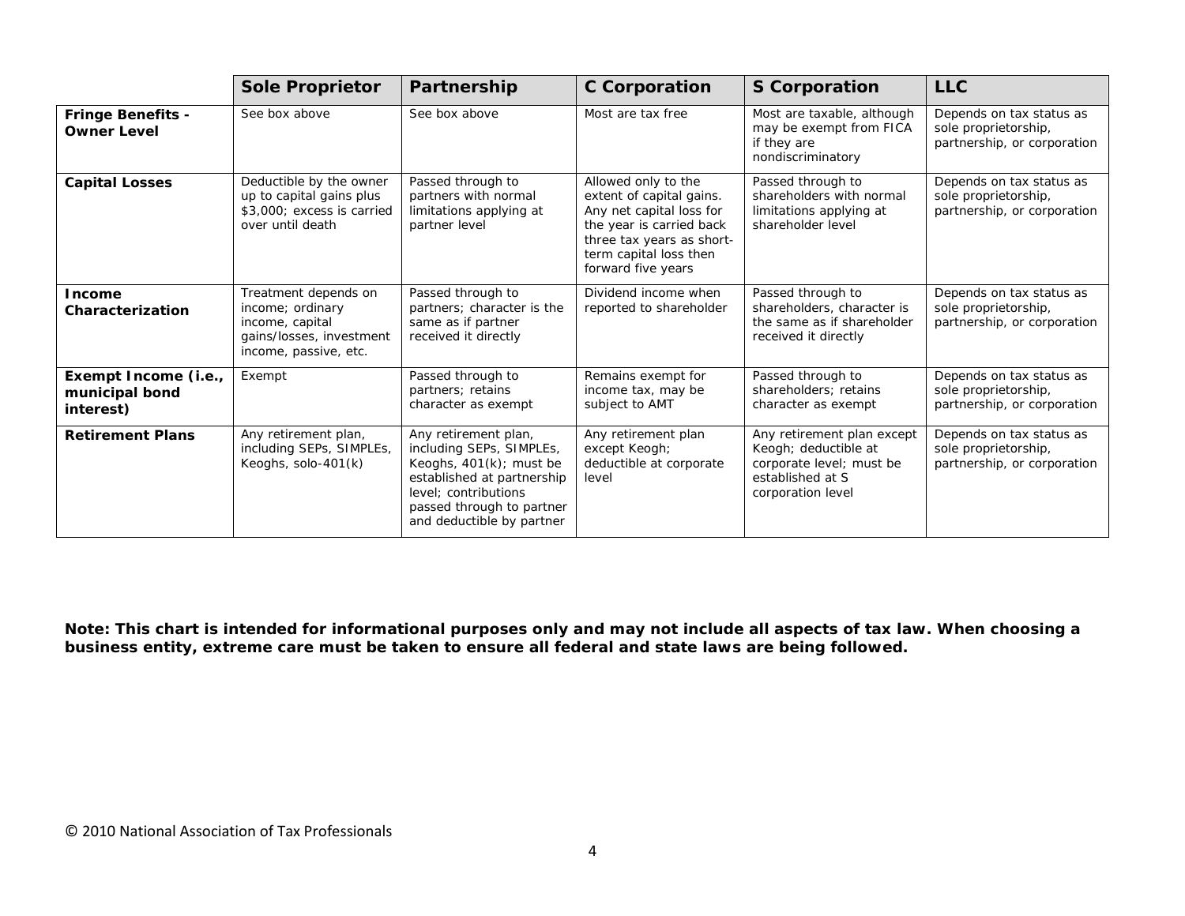| | Sole Proprietor | Partnership | C Corporation | S Corporation | LLC |
|---|---|---|---|---|---|
| **Fringe Benefits - Owner Level** | See box above | See box above | Most are tax free | Most are taxable, although may be exempt from FICA if they are nondiscriminatory | Depends on tax status as sole proprietorship, partnership, or corporation |
| **Capital Losses** | Deductible by the owner up to capital gains plus $3,000; excess is carried over until death | Passed through to partners with normal limitations applying at partner level | Allowed only to the extent of capital gains. Any net capital loss for the year is carried back three tax years as short-term capital loss then forward five years | Passed through to shareholders with normal limitations applying at shareholder level | Depends on tax status as sole proprietorship, partnership, or corporation |
| **Income Characterization** | Treatment depends on income; ordinary income, capital gains/losses, investment income, passive, etc. | Passed through to partners; character is the same as if partner received it directly | Dividend income when reported to shareholder | Passed through to shareholders, character is the same as if shareholder received it directly | Depends on tax status as sole proprietorship, partnership, or corporation |
| **Exempt Income (i.e., municipal bond interest)** | Exempt | Passed through to partners; retains character as exempt | Remains exempt for income tax, may be subject to AMT | Passed through to shareholders; retains character as exempt | Depends on tax status as sole proprietorship, partnership, or corporation |
| **Retirement Plans** | Any retirement plan, including SEPs, SIMPLEs, Keoghs, solo-401(k) | Any retirement plan, including SEPs, SIMPLEs, Keoghs, 401(k); must be established at partnership level; contributions passed through to partner and deductible by partner | Any retirement plan except Keogh; deductible at corporate level | Any retirement plan except Keogh; deductible at corporate level; must be established at S corporation level | Depends on tax status as sole proprietorship, partnership, or corporation |

**Note: This chart is intended for informational purposes only and may not include all aspects of tax law. When choosing a business entity, extreme care must be taken to ensure all federal and state laws are being followed.**

© 2010 National Association of Tax Professionals